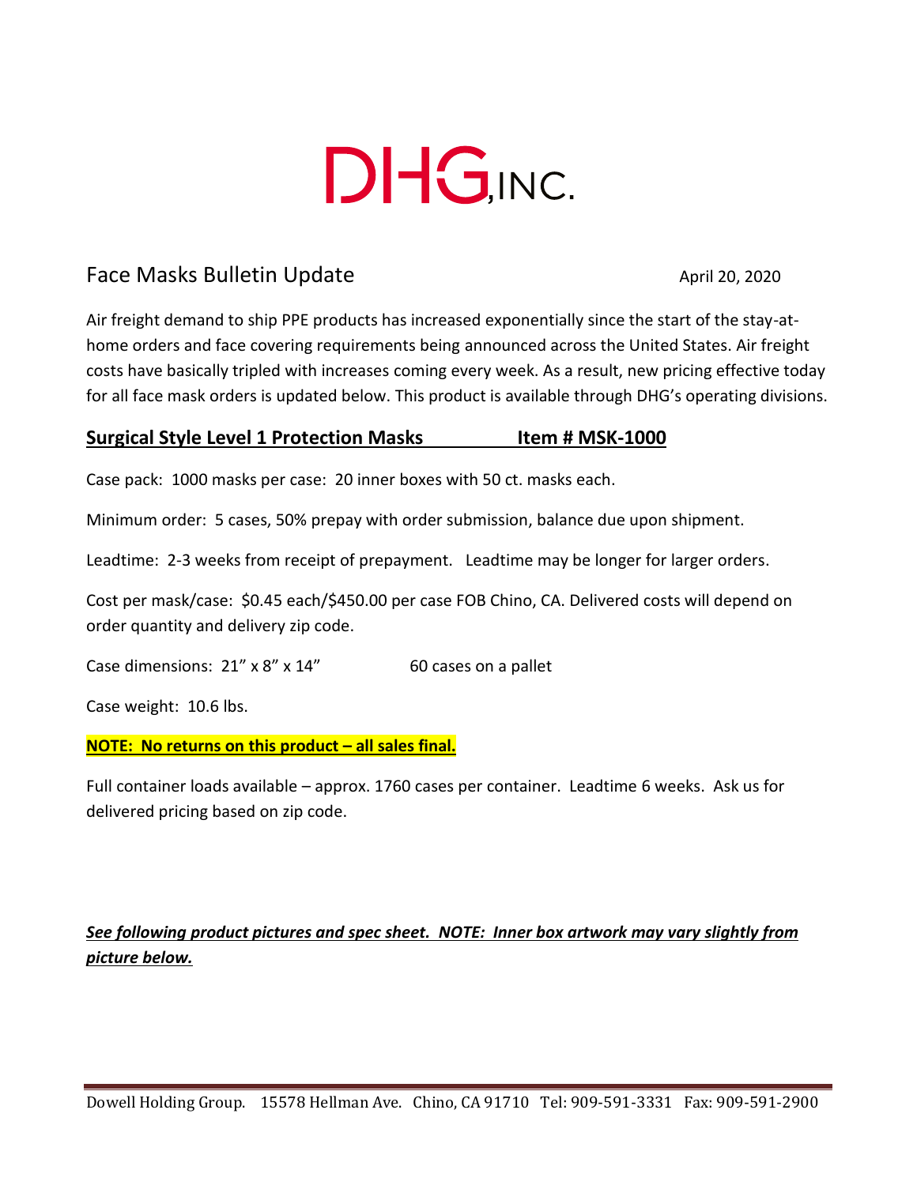# DHG, INC.

## Face Masks Bulletin Update

April 20, 2020

Air freight demand to ship PPE products has increased exponentially since the start of the stay-at-home orders and face covering requirements being announced across the United States. Air freight costs have basically tripled with increases coming every week. As a result, new pricing effective today for all face mask orders is updated below. This product is available through DHG's operating divisions.

### Surgical Style Level 1 Protection Masks — Item # MSK-1000

Case pack: 1000 masks per case: 20 inner boxes with 50 ct. masks each.

Minimum order: 5 cases, 50% prepay with order submission, balance due upon shipment.

Leadtime: 2-3 weeks from receipt of prepayment. Leadtime may be longer for larger orders.

Cost per mask/case: $0.45 each/$450.00 per case FOB Chino, CA. Delivered costs will depend on order quantity and delivery zip code.

Case dimensions: 21" x 8" x 14"     60 cases on a pallet

Case weight: 10.6 lbs.

**NOTE: No returns on this product – all sales final.**

Full container loads available – approx. 1760 cases per container. Leadtime 6 weeks. Ask us for delivered pricing based on zip code.

***See following product pictures and spec sheet. NOTE: Inner box artwork may vary slightly from picture below.***

Dowell Holding Group. 15578 Hellman Ave. Chino, CA 91710 Tel: 909-591-3331 Fax: 909-591-2900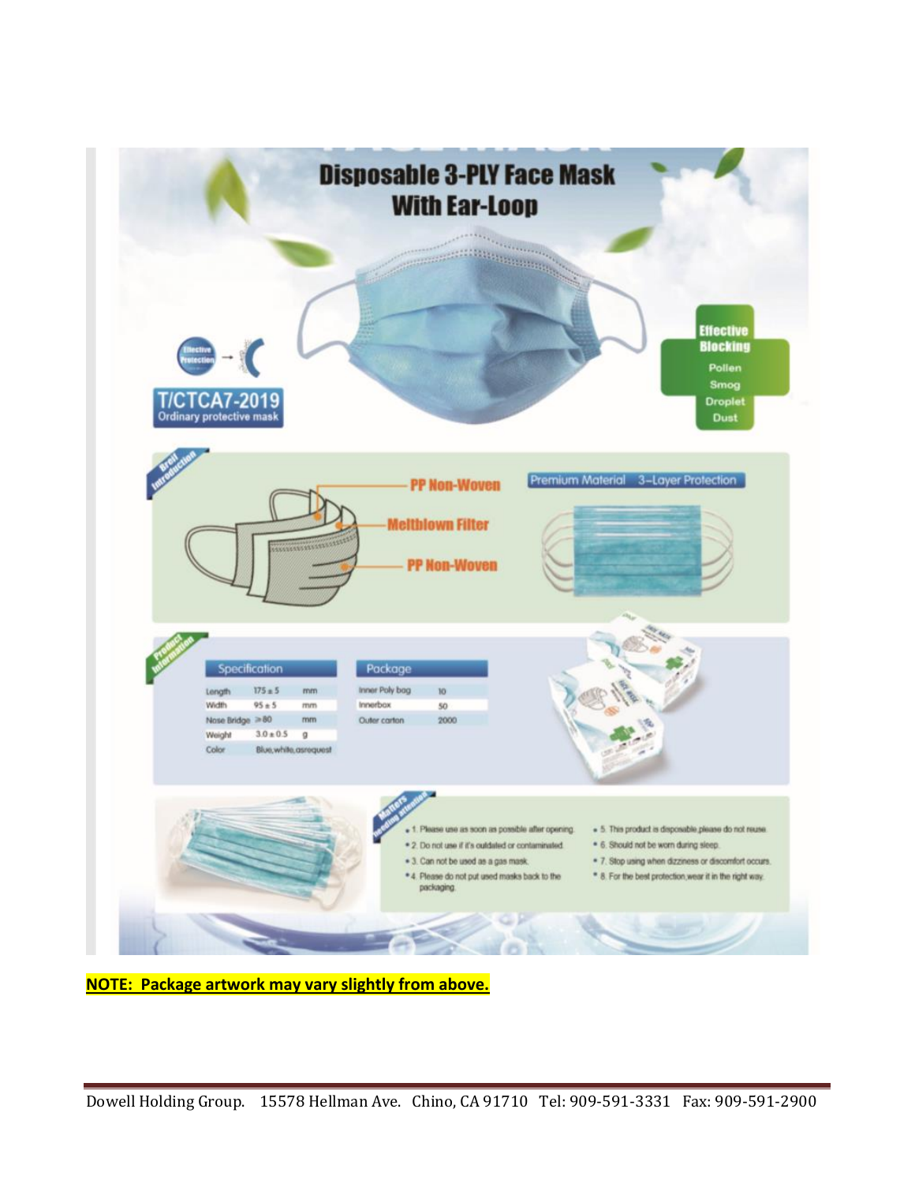# Disposable 3-PLY Face Mask With Ear-Loop

T/CTCA7-2019
Ordinary protective mask

**Effective Blocking**
- Pollen
- Smog
- Droplet
- Dust

**Breif Introduction**

- PP Non-Woven
- Meltblown Filter
- PP Non-Woven

Premium Material 3-Layer Protection

**Product Information**

| Specification | | |
|---|---|---|
| Length | 175 ± 5 | mm |
| Width | 95 ± 5 | mm |
| Nose Bridge | ≥80 | mm |
| Weight | 3.0 ± 0.5 | g |
| Color | Blue,white,asrequest | |

| Package | |
|---|---|
| Inner Poly bag | 10 |
| Innerbox | 50 |
| Outer carton | 2000 |

**Matters needing attention**

- 1. Please use as soon as possible after opening.
- 2. Do not use if it's outdated or contaminated.
- 3. Can not be used as a gas mask.
- 4. Please do not put used masks back to the packaging.
- 5. This product is disposable,please do not reuse.
- 6. Should not be worn during sleep.
- 7. Stop using when dizziness or discomfort occurs.
- 8. For the best protection,wear it in the right way.

**NOTE: Package artwork may vary slightly from above.**

Dowell Holding Group. 15578 Hellman Ave. Chino, CA 91710 Tel: 909-591-3331 Fax: 909-591-2900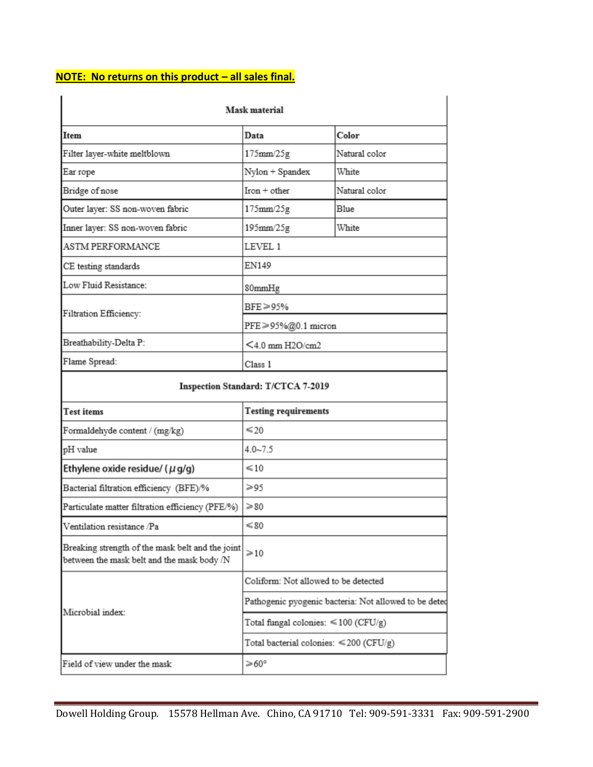**NOTE: No returns on this product – all sales final.**

| Mask material | | |
|---|---|---|
| **Item** | **Data** | **Color** |
| Filter layer-white meltblown | 175mm/25g | Natural color |
| Ear rope | Nylon + Spandex | White |
| Bridge of nose | Iron + other | Natural color |
| Outer layer: SS non-woven fabric | 175mm/25g | Blue |
| Inner layer: SS non-woven fabric | 195mm/25g | White |
| ASTM PERFORMANCE | LEVEL 1 | |
| CE testing standards | EN149 | |
| Low Fluid Resistance: | 80mmHg | |
| Filtration Efficiency: | BFE⩾95% | |
| | PFE⩾95%@0.1 micron | |
| Breathability-Delta P: | <4.0 mm H2O/cm2 | |
| Flame Spread: | Class 1 | |

| Inspection Standard: T/CTCA 7-2019 | |
|---|---|
| **Test items** | **Testing requirements** |
| Formaldehyde content / (mg/kg) | ⩽20 |
| pH value | 4.0~7.5 |
| **Ethylene oxide residue/ (μg/g)** | ⩽10 |
| Bacterial filtration efficiency (BFE)/% | ⩾95 |
| Particulate matter filtration efficiency (PFE/%) | ⩾80 |
| Ventilation resistance /Pa | ⩽80 |
| Breaking strength of the mask belt and the joint between the mask belt and the mask body /N | ⩾10 |
| Microbial index: | Coliform: Not allowed to be detected |
| | Pathogenic pyogenic bacteria: Not allowed to be detec |
| | Total fungal colonies: ⩽100 (CFU/g) |
| | Total bacterial colonies: ⩽200 (CFU/g) |
| Field of view under the mask | ⩾60° |

Dowell Holding Group. 15578 Hellman Ave. Chino, CA 91710 Tel: 909-591-3331 Fax: 909-591-2900